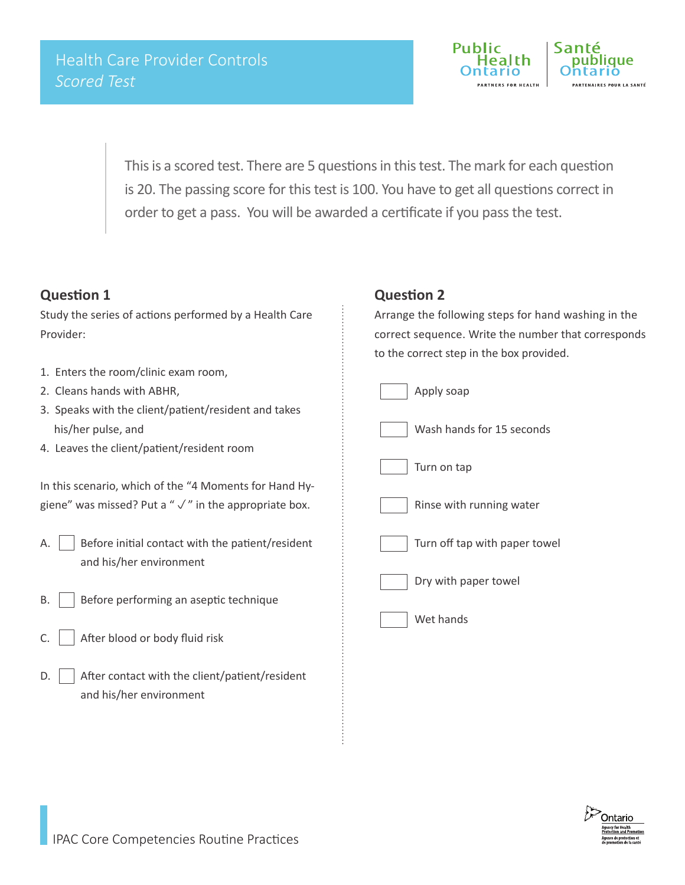# Health Care Provider Controls

*Scored Test*

This is a scored test. There are 5 questions in this test. The mark for each question is 20. The passing score for this test is 100. You have to get all questions correct in order to get a pass. You will be awarded a certificate if you pass the test.

## Question 1

Study the series of actions performed by a Health Care Provider:

1. Enters the room/clinic exam room,
2. Cleans hands with ABHR,
3. Speaks with the client/patient/resident and takes his/her pulse, and
4. Leaves the client/patient/resident room

In this scenario, which of the "4 Moments for Hand Hygiene" was missed? Put a " ✓ " in the appropriate box.

A. ☐ Before initial contact with the patient/resident and his/her environment

B. ☐ Before performing an aseptic technique

C. ☐ After blood or body fluid risk

D. ☐ After contact with the client/patient/resident and his/her environment

## Question 2

Arrange the following steps for hand washing in the correct sequence. Write the number that corresponds to the correct step in the box provided.

☐ Apply soap

☐ Wash hands for 15 seconds

☐ Turn on tap

☐ Rinse with running water

☐ Turn off tap with paper towel

☐ Dry with paper towel

☐ Wet hands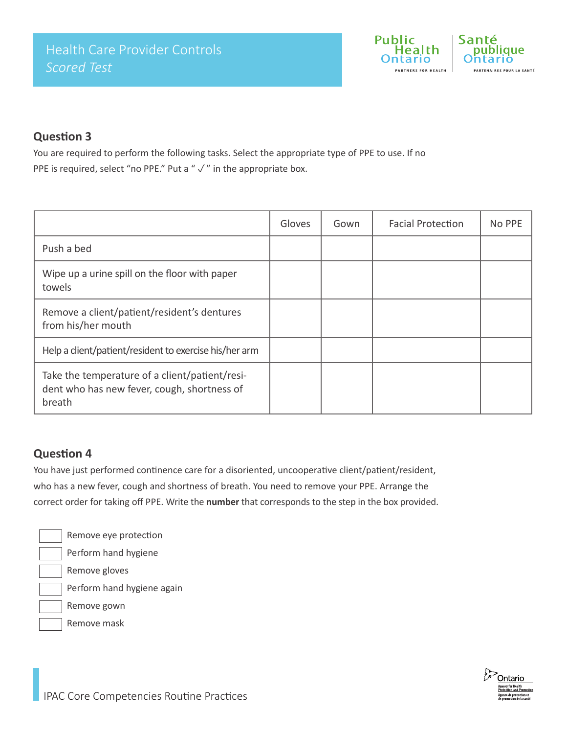# Health Care Provider Controls

*Scored Test*

## Question 3

You are required to perform the following tasks. Select the appropriate type of PPE to use. If no PPE is required, select "no PPE." Put a " ✓ " in the appropriate box.

| | Gloves | Gown | Facial Protection | No PPE |
|---|---|---|---|---|
| Push a bed | | | | |
| Wipe up a urine spill on the floor with paper towels | | | | |
| Remove a client/patient/resident's dentures from his/her mouth | | | | |
| Help a client/patient/resident to exercise his/her arm | | | | |
| Take the temperature of a client/patient/resident who has new fever, cough, shortness of breath | | | | |

## Question 4

You have just performed continence care for a disoriented, uncooperative client/patient/resident, who has a new fever, cough and shortness of breath. You need to remove your PPE. Arrange the correct order for taking off PPE. Write the **number** that corresponds to the step in the box provided.

- ☐ Remove eye protection
- ☐ Perform hand hygiene
- ☐ Remove gloves
- ☐ Perform hand hygiene again
- ☐ Remove gown
- ☐ Remove mask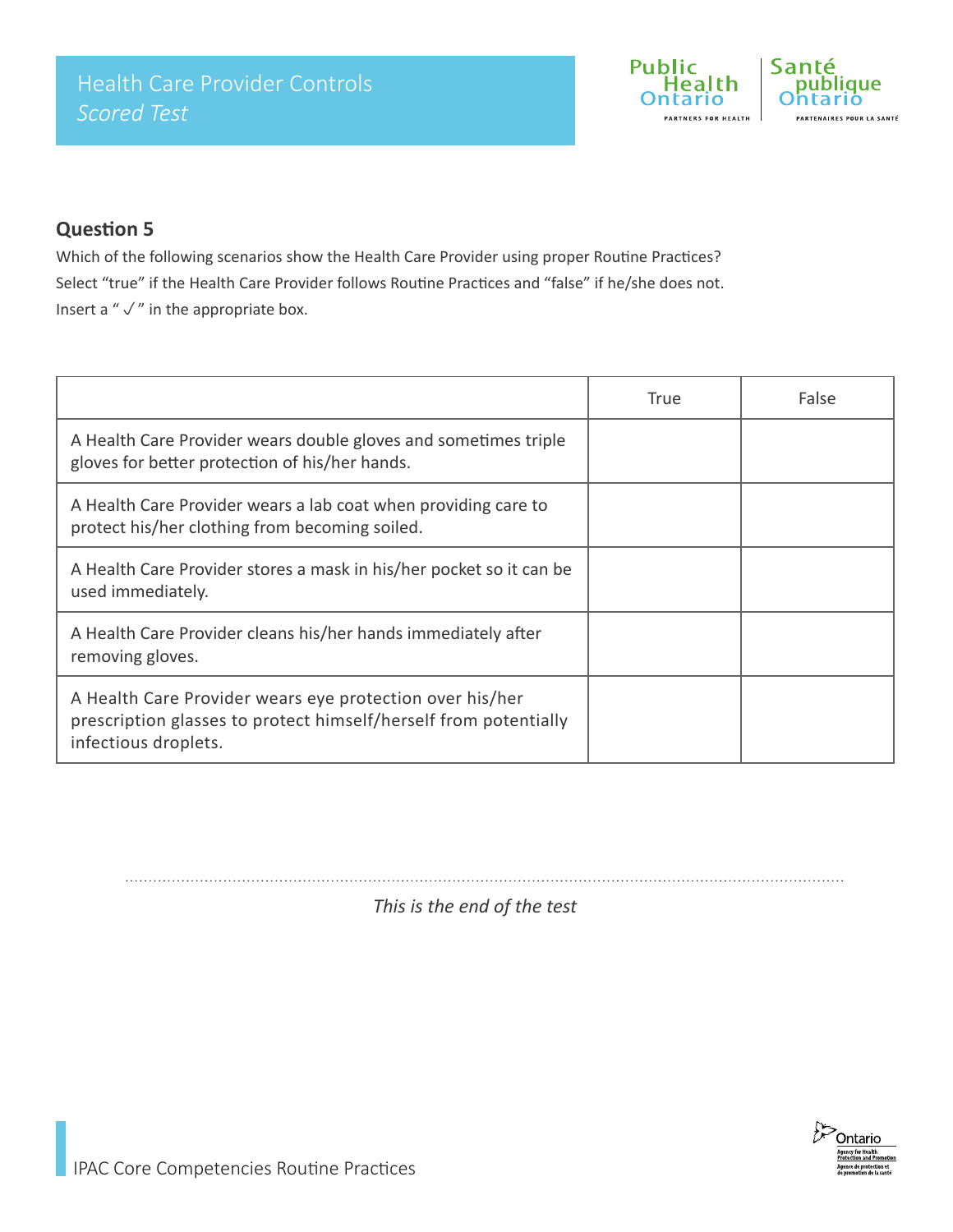### Question 5

Which of the following scenarios show the Health Care Provider using proper Routine Practices?

Select "true" if the Health Care Provider follows Routine Practices and "false" if he/she does not.

Insert a " ✓ " in the appropriate box.

| | True | False |
|---|---|---|
| A Health Care Provider wears double gloves and sometimes triple gloves for better protection of his/her hands. | | |
| A Health Care Provider wears a lab coat when providing care to protect his/her clothing from becoming soiled. | | |
| A Health Care Provider stores a mask in his/her pocket so it can be used immediately. | | |
| A Health Care Provider cleans his/her hands immediately after removing gloves. | | |
| A Health Care Provider wears eye protection over his/her prescription glasses to protect himself/herself from potentially infectious droplets. | | |

*This is the end of the test*